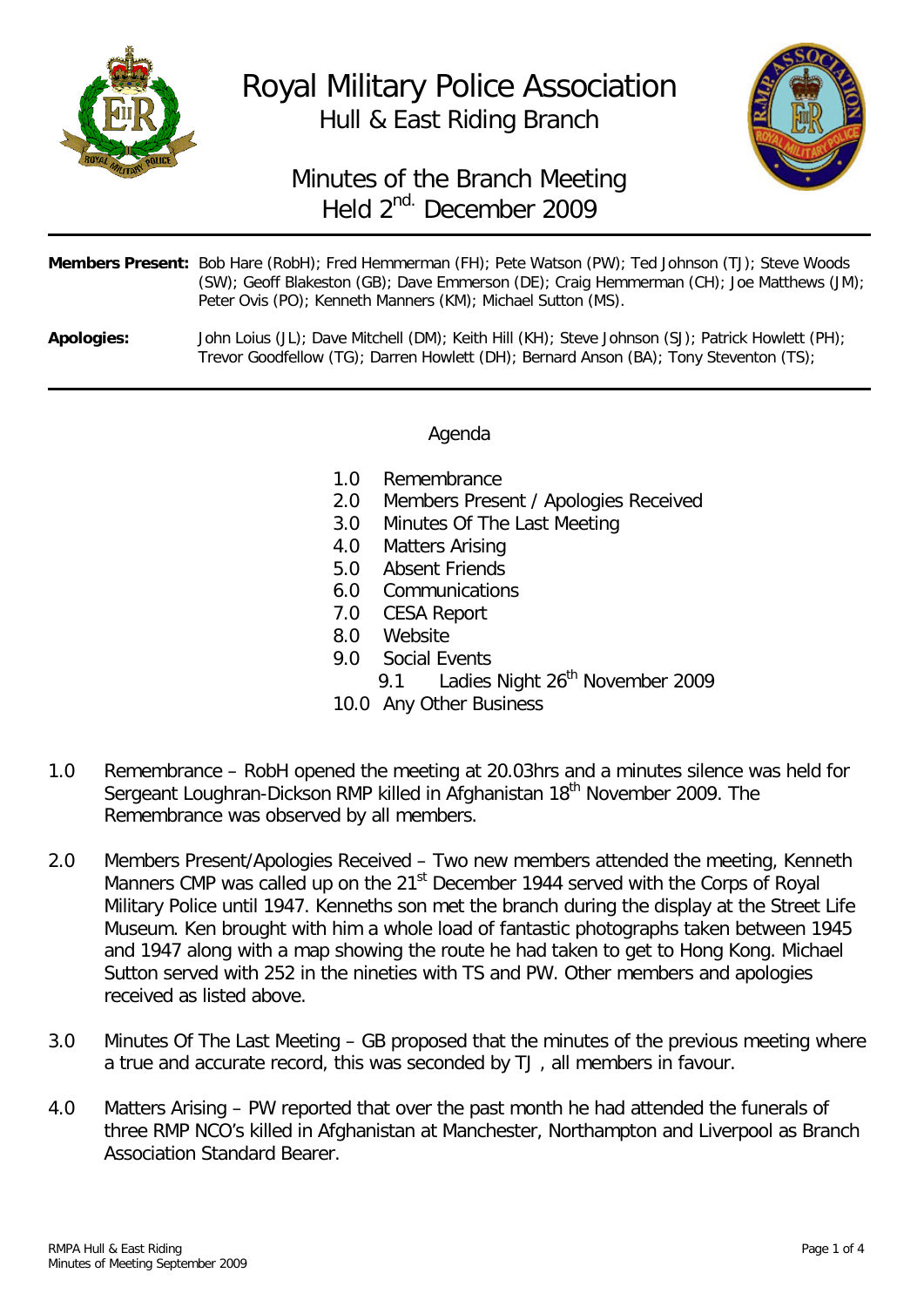# Royal Military Police Association

## Hull & East Riding Branch

## Minutes of the Branch Meeting Held 2nd. December 2009

**Members Present:** Bob Hare (RobH); Fred Hemmerman (FH); Pete Watson (PW); Ted Johnson (TJ); Steve Woods (SW); Geoff Blakeston (GB); Dave Emmerson (DE); Craig Hemmerman (CH); Joe Matthews (JM); Peter Ovis (PO); Kenneth Manners (KM); Michael Sutton (MS).

**Apologies:** John Loius (JL); Dave Mitchell (DM); Keith Hill (KH); Steve Johnson (SJ); Patrick Howlett (PH); Trevor Goodfellow (TG); Darren Howlett (DH); Bernard Anson (BA); Tony Steventon (TS);

---

### Agenda

- 1.0 Remembrance
- 2.0 Members Present / Apologies Received
- 3.0 Minutes Of The Last Meeting
- 4.0 Matters Arising
- 5.0 Absent Friends
- 6.0 Communications
- 7.0 CESA Report
- 8.0 Website
- 9.0 Social Events
  - 9.1 Ladies Night 26th November 2009
- 10.0 Any Other Business

1.0 Remembrance – RobH opened the meeting at 20.03hrs and a minutes silence was held for Sergeant Loughran-Dickson RMP killed in Afghanistan 18th November 2009. The Remembrance was observed by all members.

2.0 Members Present/Apologies Received – Two new members attended the meeting, Kenneth Manners CMP was called up on the 21st December 1944 served with the Corps of Royal Military Police until 1947. Kenneths son met the branch during the display at the Street Life Museum. Ken brought with him a whole load of fantastic photographs taken between 1945 and 1947 along with a map showing the route he had taken to get to Hong Kong. Michael Sutton served with 252 in the nineties with TS and PW. Other members and apologies received as listed above.

3.0 Minutes Of The Last Meeting – GB proposed that the minutes of the previous meeting where a true and accurate record, this was seconded by TJ , all members in favour.

4.0 Matters Arising – PW reported that over the past month he had attended the funerals of three RMP NCO's killed in Afghanistan at Manchester, Northampton and Liverpool as Branch Association Standard Bearer.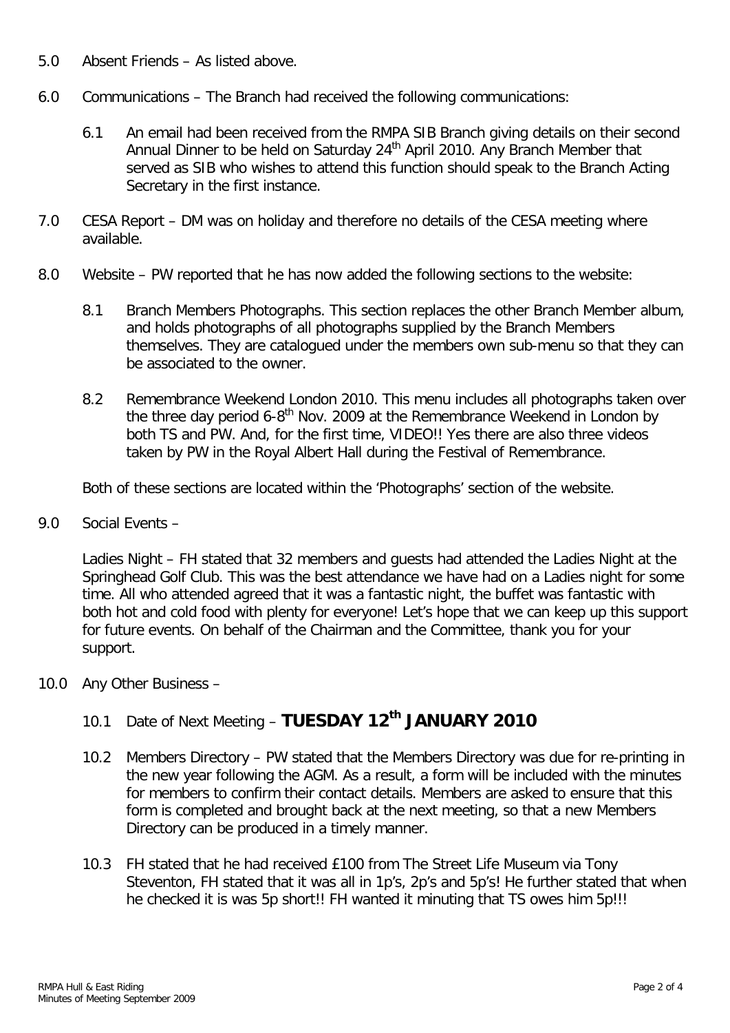5.0 Absent Friends – As listed above.

6.0 Communications – The Branch had received the following communications:

   6.1 An email had been received from the RMPA SIB Branch giving details on their second Annual Dinner to be held on Saturday 24th April 2010. Any Branch Member that served as SIB who wishes to attend this function should speak to the Branch Acting Secretary in the first instance.

7.0 CESA Report – DM was on holiday and therefore no details of the CESA meeting where available.

8.0 Website – PW reported that he has now added the following sections to the website:

   8.1 Branch Members Photographs. This section replaces the other Branch Member album, and holds photographs of all photographs supplied by the Branch Members themselves. They are catalogued under the members own sub-menu so that they can be associated to the owner.

   8.2 Remembrance Weekend London 2010. This menu includes all photographs taken over the three day period 6-8th Nov. 2009 at the Remembrance Weekend in London by both TS and PW. And, for the first time, VIDEO!! Yes there are also three videos taken by PW in the Royal Albert Hall during the Festival of Remembrance.

   Both of these sections are located within the 'Photographs' section of the website.

9.0 Social Events –

   Ladies Night – FH stated that 32 members and guests had attended the Ladies Night at the Springhead Golf Club. This was the best attendance we have had on a Ladies night for some time. All who attended agreed that it was a fantastic night, the buffet was fantastic with both hot and cold food with plenty for everyone! Let's hope that we can keep up this support for future events. On behalf of the Chairman and the Committee, thank you for your support.

10.0 Any Other Business –

   10.1 Date of Next Meeting – **TUESDAY 12th JANUARY 2010**

   10.2 Members Directory – PW stated that the Members Directory was due for re-printing in the new year following the AGM. As a result, a form will be included with the minutes for members to confirm their contact details. Members are asked to ensure that this form is completed and brought back at the next meeting, so that a new Members Directory can be produced in a timely manner.

   10.3 FH stated that he had received £100 from The Street Life Museum via Tony Steventon, FH stated that it was all in 1p's, 2p's and 5p's! He further stated that when he checked it is was 5p short!! FH wanted it minuting that TS owes him 5p!!!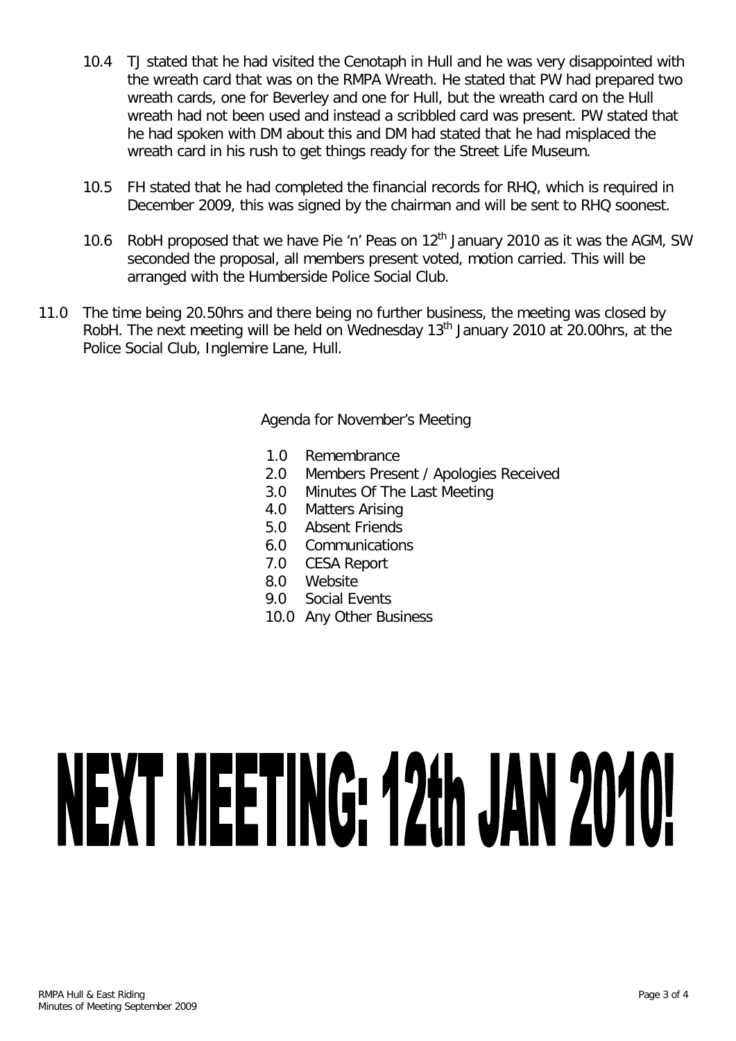10.4 TJ stated that he had visited the Cenotaph in Hull and he was very disappointed with the wreath card that was on the RMPA Wreath. He stated that PW had prepared two wreath cards, one for Beverley and one for Hull, but the wreath card on the Hull wreath had not been used and instead a scribbled card was present. PW stated that he had spoken with DM about this and DM had stated that he had misplaced the wreath card in his rush to get things ready for the Street Life Museum.

10.5 FH stated that he had completed the financial records for RHQ, which is required in December 2009, this was signed by the chairman and will be sent to RHQ soonest.

10.6 RobH proposed that we have Pie 'n' Peas on 12th January 2010 as it was the AGM, SW seconded the proposal, all members present voted, motion carried. This will be arranged with the Humberside Police Social Club.

11.0 The time being 20.50hrs and there being no further business, the meeting was closed by RobH. The next meeting will be held on Wednesday 13th January 2010 at 20.00hrs, at the Police Social Club, Inglemire Lane, Hull.

Agenda for November's Meeting

1.0 Remembrance
2.0 Members Present / Apologies Received
3.0 Minutes Of The Last Meeting
4.0 Matters Arising
5.0 Absent Friends
6.0 Communications
7.0 CESA Report
8.0 Website
9.0 Social Events
10.0 Any Other Business

# NEXT MEETING: 12th JAN 2010!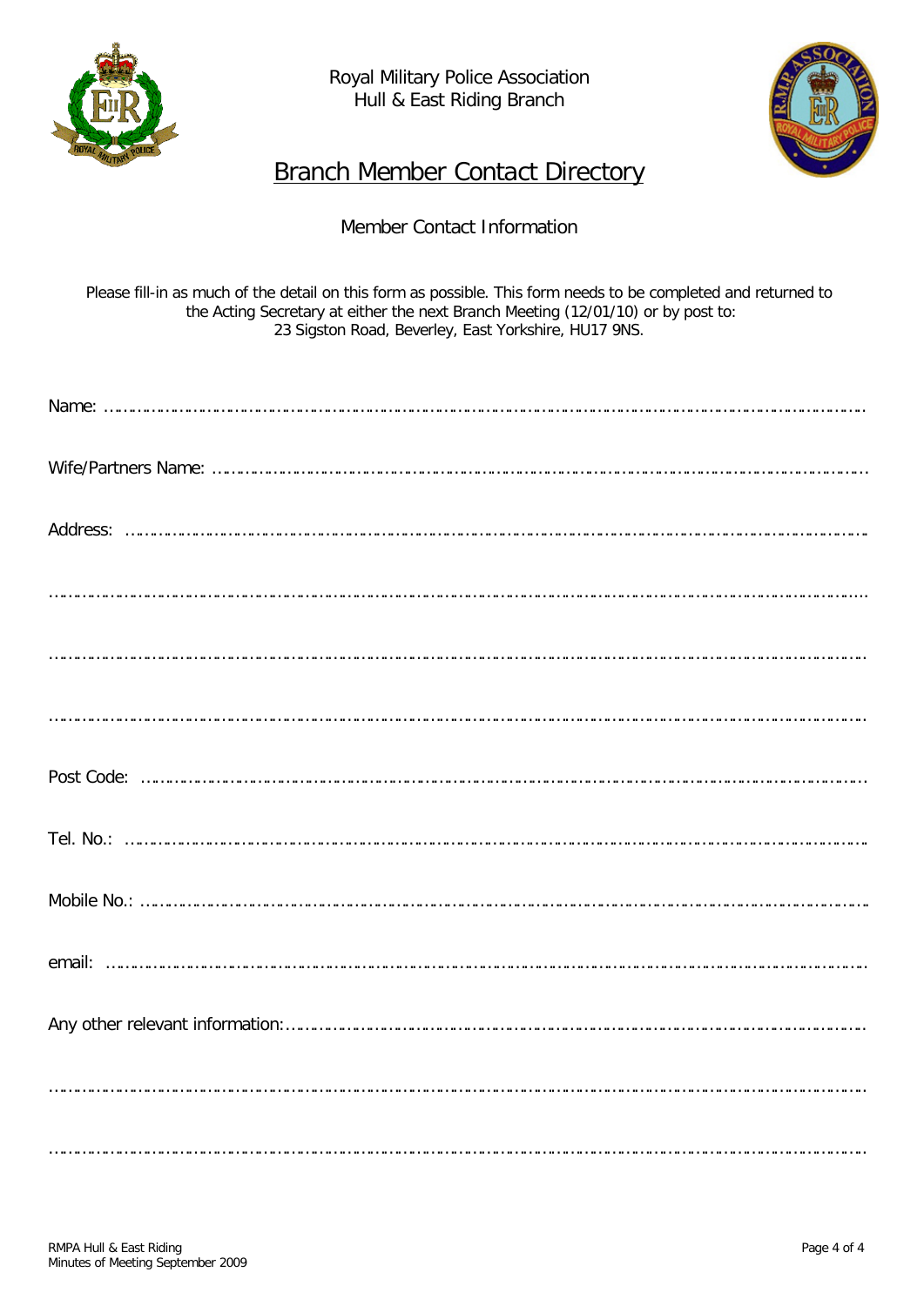Royal Military Police Association
Hull & East Riding Branch

# Branch Member Contact Directory

Member Contact Information

Please fill-in as much of the detail on this form as possible. This form needs to be completed and returned to the Acting Secretary at either the next Branch Meeting (12/01/10) or by post to:
23 Sigston Road, Beverley, East Yorkshire, HU17 9NS.

Name: ……………………………………………………………………………………………………………………………

Wife/Partners Name: ………………………………………………………………………………………………………………

Address: …………………………………………………………………………………………………………………………

……………………………………………………………………………………………………………………………………

……………………………………………………………………………………………………………………………………

……………………………………………………………………………………………………………………………………

Post Code: ………………………………………………………………………………………………………………………

Tel. No.: …………………………………………………………………………………………………………………………

Mobile No.: ………………………………………………………………………………………………………………………

email: ……………………………………………………………………………………………………………………………

Any other relevant information:…………………………………………………………………………………………………

……………………………………………………………………………………………………………………………………

……………………………………………………………………………………………………………………………………